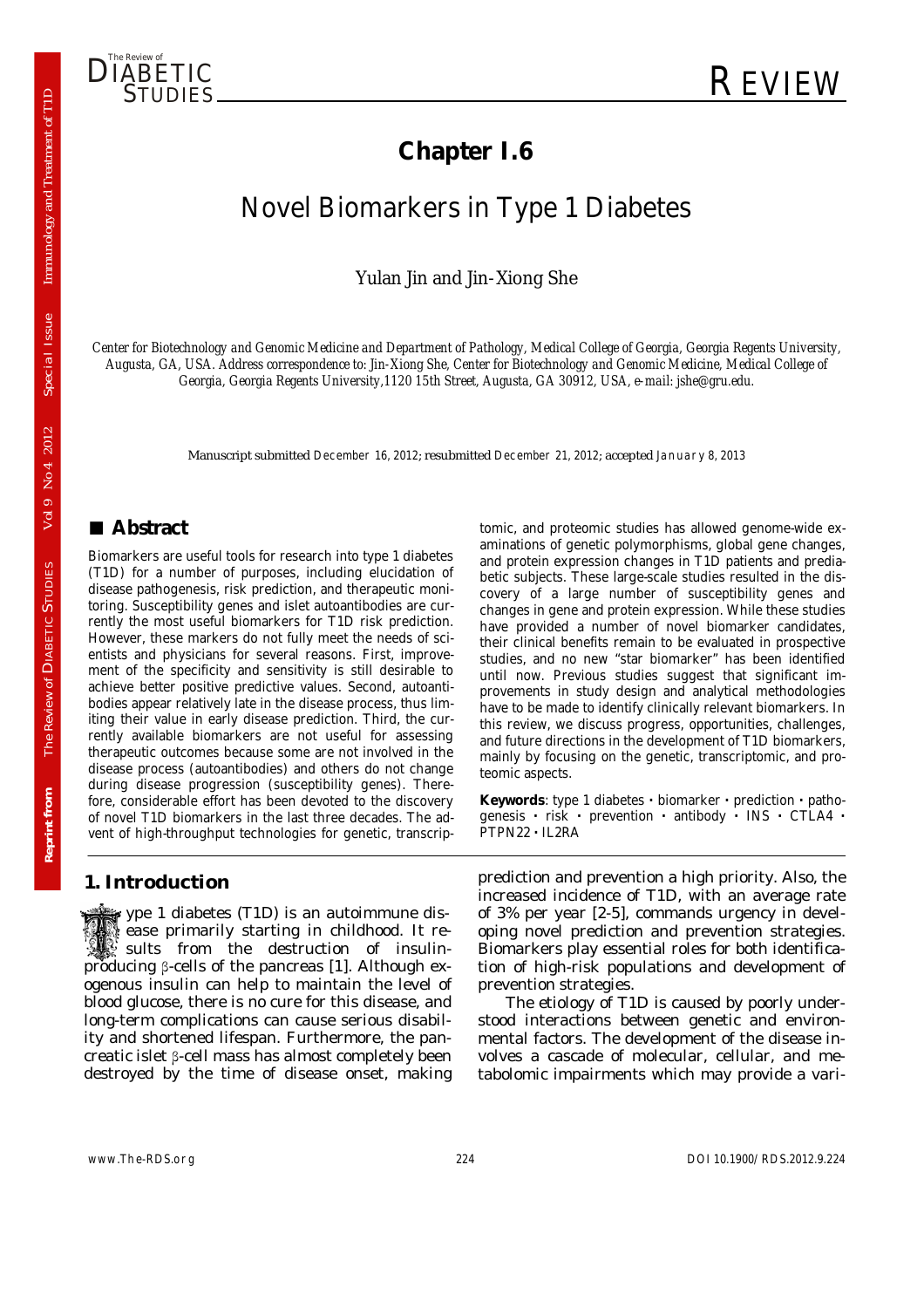# Chapter I.6

# Novel Biomarkers in Type 1 Diabetes

Yulan Jin and Jin-Xiong She

*Center for Biotechnology and Genomic Medicine and Department of Pathology, Medical College of Georgia, Georgia Regents University, Augusta, GA, USA. Address correspondence to: Jin-Xiong She, Center for Biotechnology and Genomic Medicine, Medical College of Georgia, Georgia Regents University,1120 15th Street, Augusta, GA 30912, USA, e-mail: jshe@gru.edu.*

Manuscript submitted *December 16, 2012*; resubmitted *December 21, 2012*; accepted *January 8, 2013*

## Abstract

Biomarkers are useful tools for research into type 1 diabetes (T1D) for a number of purposes, including elucidation of disease pathogenesis, risk prediction, and therapeutic monitoring. Susceptibility genes and islet autoantibodies are currently the most useful biomarkers for T1D risk prediction. However, these markers do not fully meet the needs of scientists and physicians for several reasons. First, improvement of the specificity and sensitivity is still desirable to achieve better positive predictive values. Second, autoantibodies appear relatively late in the disease process, thus limiting their value in early disease prediction. Third, the currently available biomarkers are not useful for assessing therapeutic outcomes because some are not involved in the disease process (autoantibodies) and others do not change during disease progression (susceptibility genes). Therefore, considerable effort has been devoted to the discovery of novel T1D biomarkers in the last three decades. The advent of high-throughput technologies for genetic, transcriptomic, and proteomic studies has allowed genome-wide examinations of genetic polymorphisms, global gene changes, and protein expression changes in T1D patients and prediabetic subjects. These large-scale studies resulted in the discovery of a large number of susceptibility genes and changes in gene and protein expression. While these studies have provided a number of novel biomarker candidates, their clinical benefits remain to be evaluated in prospective studies, and no new "star biomarker" has been identified until now. Previous studies suggest that significant improvements in study design and analytical methodologies have to be made to identify clinically relevant biomarkers. In this review, we discuss progress, opportunities, challenges, and future directions in the development of T1D biomarkers, mainly by focusing on the genetic, transcriptomic, and proteomic aspects.

**Keywords**: type 1 diabetes · biomarker · prediction · pathogenesis · risk · prevention · antibody · INS · CTLA4 · PTPN22 · IL2RA

## 1. Introduction

Type 1 diabetes (T1D) is an autoimmune disease primarily starting in childhood. It results from the destruction of insulin-producing β-cells of the pancreas [1]. Although exogenous insulin can help to maintain the level of blood glucose, there is no cure for this disease, and long-term complications can cause serious disability and shortened lifespan. Furthermore, the pancreatic islet β-cell mass has almost completely been destroyed by the time of disease onset, making prediction and prevention a high priority. Also, the increased incidence of T1D, with an average rate of 3% per year [2-5], commands urgency in developing novel prediction and prevention strategies. Biomarkers play essential roles for both identification of high-risk populations and development of prevention strategies.

The etiology of T1D is caused by poorly understood interactions between genetic and environmental factors. The development of the disease involves a cascade of molecular, cellular, and metabolomic impairments which may provide a vari-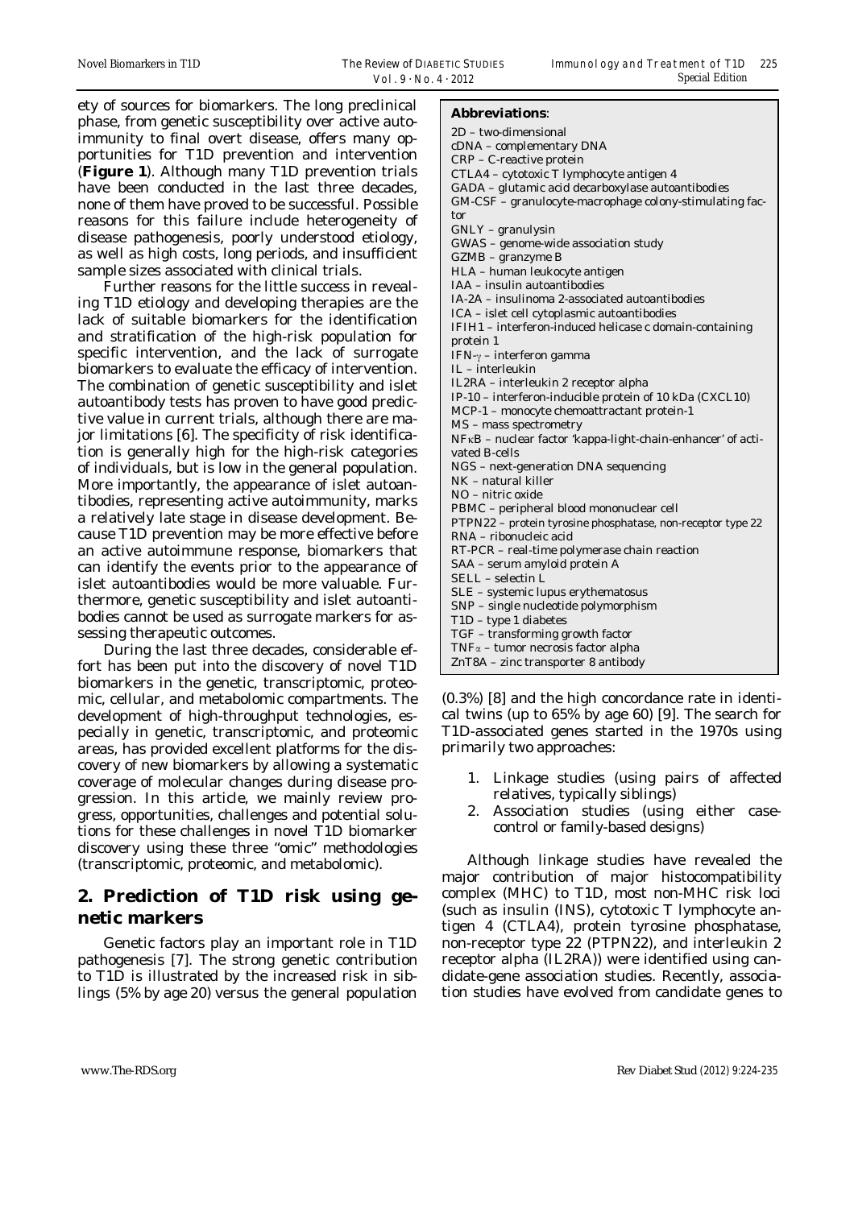ety of sources for biomarkers. The long preclinical phase, from genetic susceptibility over active autoimmunity to final overt disease, offers many opportunities for T1D prevention and intervention (**Figure 1**). Although many T1D prevention trials have been conducted in the last three decades, none of them have proved to be successful. Possible reasons for this failure include heterogeneity of disease pathogenesis, poorly understood etiology, as well as high costs, long periods, and insufficient sample sizes associated with clinical trials.

Further reasons for the little success in revealing T1D etiology and developing therapies are the lack of suitable biomarkers for the identification and stratification of the high-risk population for specific intervention, and the lack of surrogate biomarkers to evaluate the efficacy of intervention. The combination of genetic susceptibility and islet autoantibody tests has proven to have good predictive value in current trials, although there are major limitations [6]. The specificity of risk identification is generally high for the high-risk categories of individuals, but is low in the general population. More importantly, the appearance of islet autoantibodies, representing active autoimmunity, marks a relatively late stage in disease development. Because T1D prevention may be more effective before an active autoimmune response, biomarkers that can identify the events prior to the appearance of islet autoantibodies would be more valuable. Furthermore, genetic susceptibility and islet autoantibodies cannot be used as surrogate markers for assessing therapeutic outcomes.

During the last three decades, considerable effort has been put into the discovery of novel T1D biomarkers in the genetic, transcriptomic, proteomic, cellular, and metabolomic compartments. The development of high-throughput technologies, especially in genetic, transcriptomic, and proteomic areas, has provided excellent platforms for the discovery of new biomarkers by allowing a systematic coverage of molecular changes during disease progression. In this article, we mainly review progress, opportunities, challenges and potential solutions for these challenges in novel T1D biomarker discovery using these three "omic" methodologies (transcriptomic, proteomic, and metabolomic).

**Abbreviations**:

2D – two-dimensional
cDNA – complementary DNA
CRP – C-reactive protein
CTLA4 – cytotoxic T lymphocyte antigen 4
GADA – glutamic acid decarboxylase autoantibodies
GM-CSF – granulocyte-macrophage colony-stimulating factor
GNLY – granulysin
GWAS – genome-wide association study
GZMB – granzyme B
HLA – human leukocyte antigen
IAA – insulin autoantibodies
IA-2A – insulinoma 2-associated autoantibodies
ICA – islet cell cytoplasmic autoantibodies
IFIH1 – interferon-induced helicase c domain-containing protein 1
IFN-$\gamma$ – interferon gamma
IL – interleukin
IL2RA – interleukin 2 receptor alpha
IP-10 – interferon-inducible protein of 10 kDa (CXCL10)
MCP-1 – monocyte chemoattractant protein-1
MS – mass spectrometry
NF$\kappa$B – nuclear factor 'kappa-light-chain-enhancer' of activated B-cells
NGS – next-generation DNA sequencing
NK – natural killer
NO – nitric oxide
PBMC – peripheral blood mononuclear cell
PTPN22 – protein tyrosine phosphatase, non-receptor type 22
RNA – ribonucleic acid
RT-PCR – real-time polymerase chain reaction
SAA – serum amyloid protein A
SELL – selectin L
SLE – systemic lupus erythematosus
SNP – single nucleotide polymorphism
T1D – type 1 diabetes
TGF – transforming growth factor
TNF$\alpha$ – tumor necrosis factor alpha
ZnT8A – zinc transporter 8 antibody

## 2. Prediction of T1D risk using genetic markers

Genetic factors play an important role in T1D pathogenesis [7]. The strong genetic contribution to T1D is illustrated by the increased risk in siblings (5% by age 20) versus the general population (0.3%) [8] and the high concordance rate in identical twins (up to 65% by age 60) [9]. The search for T1D-associated genes started in the 1970s using primarily two approaches:

1. Linkage studies (using pairs of affected relatives, typically siblings)
2. Association studies (using either case-control or family-based designs)

Although linkage studies have revealed the major contribution of major histocompatibility complex (MHC) to T1D, most non-MHC risk loci (such as insulin (INS), cytotoxic T lymphocyte antigen 4 (CTLA4), protein tyrosine phosphatase, non-receptor type 22 (PTPN22), and interleukin 2 receptor alpha (IL2RA)) were identified using candidate-gene association studies. Recently, association studies have evolved from candidate genes to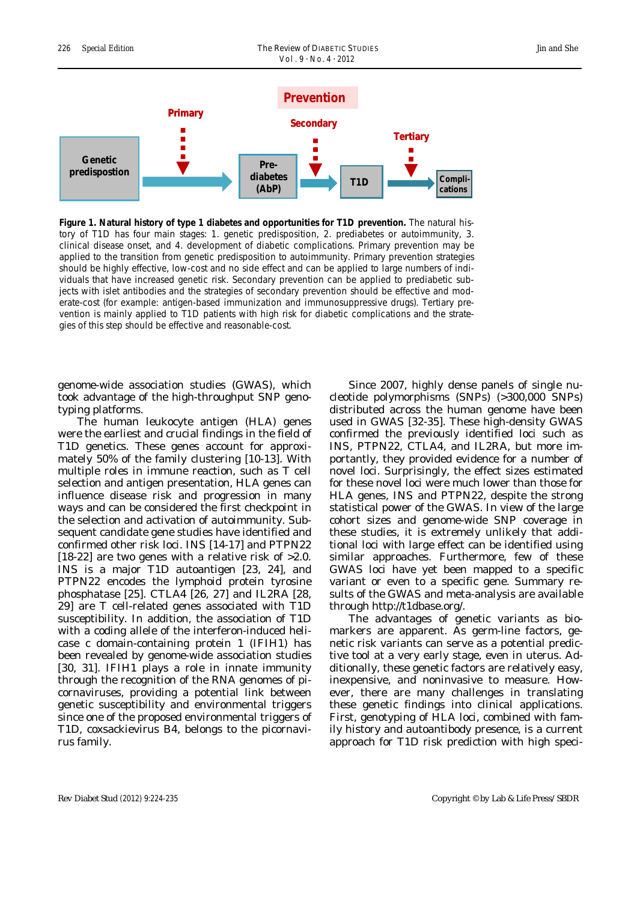**Figure 1. Natural history of type 1 diabetes and opportunities for T1D prevention.** The natural history of T1D has four main stages: 1. genetic predisposition, 2. prediabetes or autoimmunity, 3. clinical disease onset, and 4. development of diabetic complications. Primary prevention may be applied to the transition from genetic predisposition to autoimmunity. Primary prevention strategies should be highly effective, low-cost and no side effect and can be applied to large numbers of individuals that have increased genetic risk. Secondary prevention can be applied to prediabetic subjects with islet antibodies and the strategies of secondary prevention should be effective and moderate-cost (for example: antigen-based immunization and immunosuppressive drugs). Tertiary prevention is mainly applied to T1D patients with high risk for diabetic complications and the strategies of this step should be effective and reasonable-cost.

genome-wide association studies (GWAS), which took advantage of the high-throughput SNP genotyping platforms.

The human leukocyte antigen (HLA) genes were the earliest and crucial findings in the field of T1D genetics. These genes account for approximately 50% of the family clustering [10-13]. With multiple roles in immune reaction, such as T cell selection and antigen presentation, HLA genes can influence disease risk and progression in many ways and can be considered the first checkpoint in the selection and activation of autoimmunity. Subsequent candidate gene studies have identified and confirmed other risk loci. INS [14-17] and PTPN22 [18-22] are two genes with a relative risk of >2.0. INS is a major T1D autoantigen [23, 24], and PTPN22 encodes the lymphoid protein tyrosine phosphatase [25]. CTLA4 [26, 27] and IL2RA [28, 29] are T cell-related genes associated with T1D susceptibility. In addition, the association of T1D with a coding allele of the interferon-induced helicase c domain-containing protein 1 (IFIH1) has been revealed by genome-wide association studies [30, 31]. IFIH1 plays a role in innate immunity through the recognition of the RNA genomes of picornaviruses, providing a potential link between genetic susceptibility and environmental triggers since one of the proposed environmental triggers of T1D, coxsackievirus B4, belongs to the picornavirus family.

Since 2007, highly dense panels of single nucleotide polymorphisms (SNPs) (>300,000 SNPs) distributed across the human genome have been used in GWAS [32-35]. These high-density GWAS confirmed the previously identified loci such as INS, PTPN22, CTLA4, and IL2RA, but more importantly, they provided evidence for a number of novel loci. Surprisingly, the effect sizes estimated for these novel loci were much lower than those for HLA genes, INS and PTPN22, despite the strong statistical power of the GWAS. In view of the large cohort sizes and genome-wide SNP coverage in these studies, it is extremely unlikely that additional loci with large effect can be identified using similar approaches. Furthermore, few of these GWAS loci have yet been mapped to a specific variant or even to a specific gene. Summary results of the GWAS and meta-analysis are available through http://t1dbase.org/.

The advantages of genetic variants as biomarkers are apparent. As germ-line factors, genetic risk variants can serve as a potential predictive tool at a very early stage, even in uterus. Additionally, these genetic factors are relatively easy, inexpensive, and noninvasive to measure. However, there are many challenges in translating these genetic findings into clinical applications. First, genotyping of HLA loci, combined with family history and autoantibody presence, is a current approach for T1D risk prediction with high speci-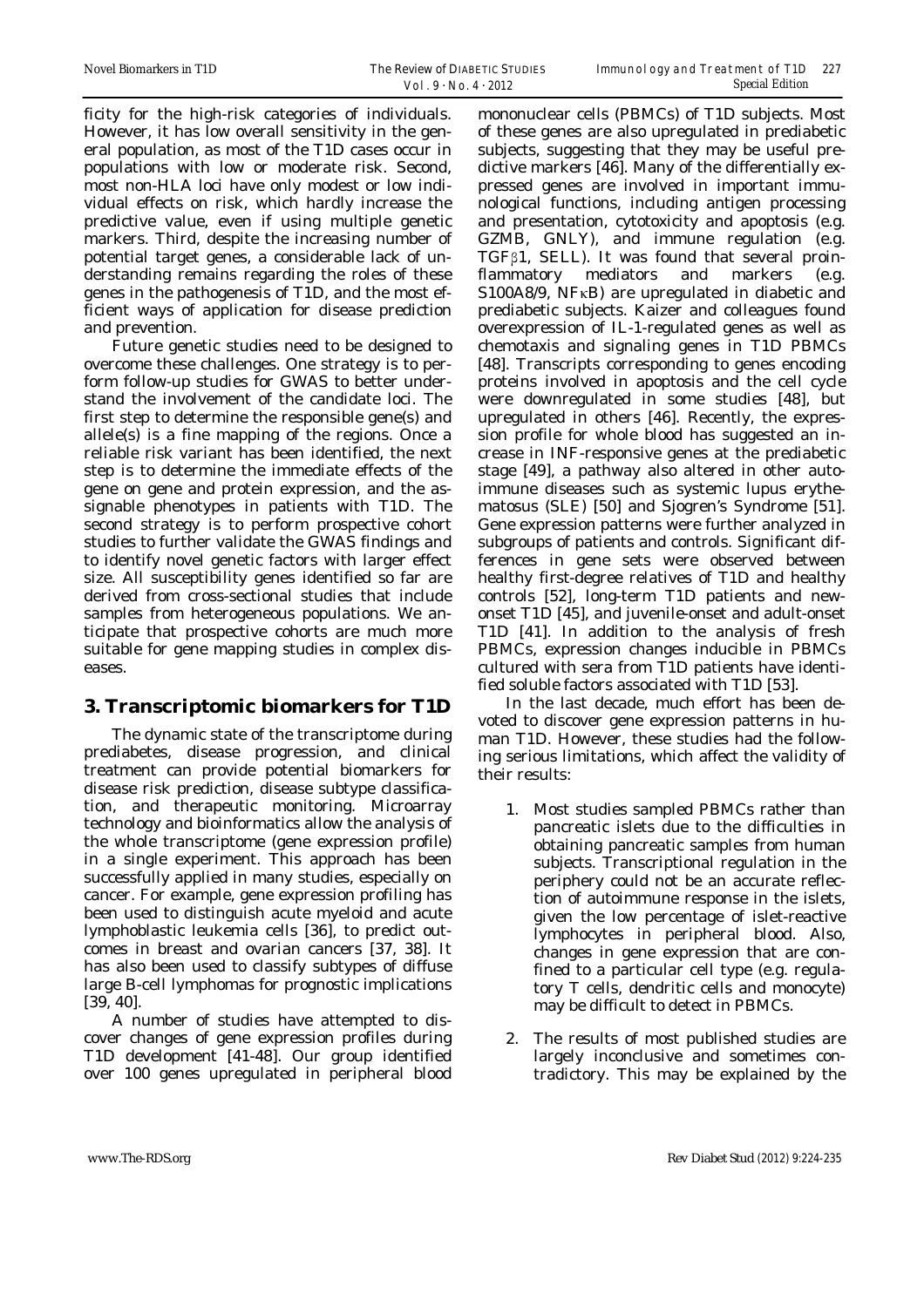ficity for the high-risk categories of individuals. However, it has low overall sensitivity in the general population, as most of the T1D cases occur in populations with low or moderate risk. Second, most non-HLA loci have only modest or low individual effects on risk, which hardly increase the predictive value, even if using multiple genetic markers. Third, despite the increasing number of potential target genes, a considerable lack of understanding remains regarding the roles of these genes in the pathogenesis of T1D, and the most efficient ways of application for disease prediction and prevention.

Future genetic studies need to be designed to overcome these challenges. One strategy is to perform follow-up studies for GWAS to better understand the involvement of the candidate loci. The first step to determine the responsible gene(s) and allele(s) is a fine mapping of the regions. Once a reliable risk variant has been identified, the next step is to determine the immediate effects of the gene on gene and protein expression, and the assignable phenotypes in patients with T1D. The second strategy is to perform prospective cohort studies to further validate the GWAS findings and to identify novel genetic factors with larger effect size. All susceptibility genes identified so far are derived from cross-sectional studies that include samples from heterogeneous populations. We anticipate that prospective cohorts are much more suitable for gene mapping studies in complex diseases.

## 3. Transcriptomic biomarkers for T1D

The dynamic state of the transcriptome during prediabetes, disease progression, and clinical treatment can provide potential biomarkers for disease risk prediction, disease subtype classification, and therapeutic monitoring. Microarray technology and bioinformatics allow the analysis of the whole transcriptome (gene expression profile) in a single experiment. This approach has been successfully applied in many studies, especially on cancer. For example, gene expression profiling has been used to distinguish acute myeloid and acute lymphoblastic leukemia cells [36], to predict outcomes in breast and ovarian cancers [37, 38]. It has also been used to classify subtypes of diffuse large B-cell lymphomas for prognostic implications [39, 40].

A number of studies have attempted to discover changes of gene expression profiles during T1D development [41-48]. Our group identified over 100 genes upregulated in peripheral blood mononuclear cells (PBMCs) of T1D subjects. Most of these genes are also upregulated in prediabetic subjects, suggesting that they may be useful predictive markers [46]. Many of the differentially expressed genes are involved in important immunological functions, including antigen processing and presentation, cytotoxicity and apoptosis (e.g. GZMB, GNLY), and immune regulation (e.g. TGF$\beta$1, SELL). It was found that several proinflammatory mediators and markers (e.g. S100A8/9, NF$\kappa$B) are upregulated in diabetic and prediabetic subjects. Kaizer and colleagues found overexpression of IL-1-regulated genes as well as chemotaxis and signaling genes in T1D PBMCs [48]. Transcripts corresponding to genes encoding proteins involved in apoptosis and the cell cycle were downregulated in some studies [48], but upregulated in others [46]. Recently, the expression profile for whole blood has suggested an increase in INF-responsive genes at the prediabetic stage [49], a pathway also altered in other autoimmune diseases such as systemic lupus erythematosus (SLE) [50] and Sjogren's Syndrome [51]. Gene expression patterns were further analyzed in subgroups of patients and controls. Significant differences in gene sets were observed between healthy first-degree relatives of T1D and healthy controls [52], long-term T1D patients and new-onset T1D [45], and juvenile-onset and adult-onset T1D [41]. In addition to the analysis of fresh PBMCs, expression changes inducible in PBMCs cultured with sera from T1D patients have identified soluble factors associated with T1D [53].

In the last decade, much effort has been devoted to discover gene expression patterns in human T1D. However, these studies had the following serious limitations, which affect the validity of their results:

1. Most studies sampled PBMCs rather than pancreatic islets due to the difficulties in obtaining pancreatic samples from human subjects. Transcriptional regulation in the periphery could not be an accurate reflection of autoimmune response in the islets, given the low percentage of islet-reactive lymphocytes in peripheral blood. Also, changes in gene expression that are confined to a particular cell type (e.g. regulatory T cells, dendritic cells and monocyte) may be difficult to detect in PBMCs.

2. The results of most published studies are largely inconclusive and sometimes contradictory. This may be explained by the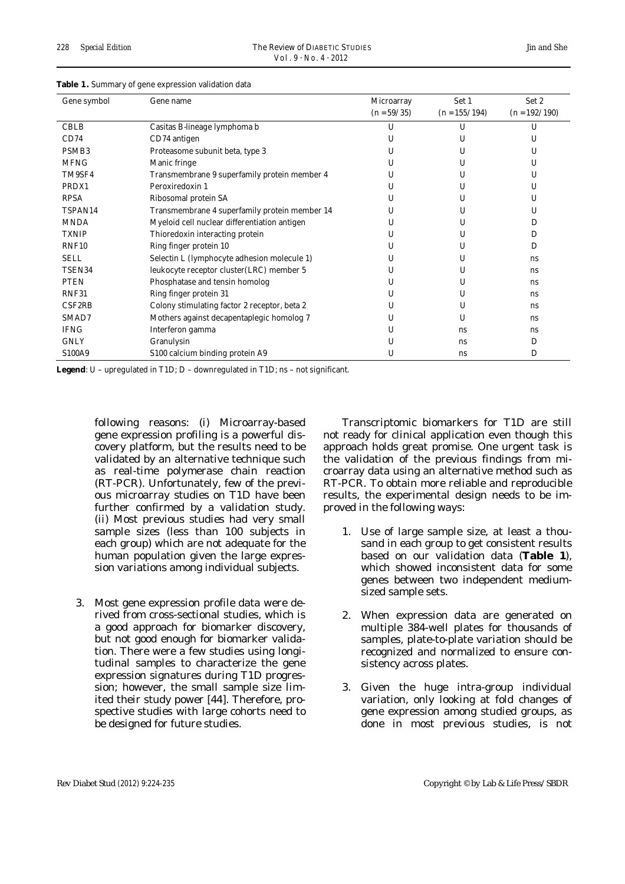**Table 1.** Summary of gene expression validation data

| Gene symbol | Gene name | Microarray ($n = 59/35$) | Set 1 ($n = 155/194$) | Set 2 ($n = 192/190$) |
|---|---|---|---|---|
| CBLB | Casitas B-lineage lymphoma b | U | U | U |
| CD74 | CD74 antigen | U | U | U |
| PSMB3 | Proteasome subunit beta, type 3 | U | U | U |
| MFNG | Manic fringe | U | U | U |
| TM9SF4 | Transmembrane 9 superfamily protein member 4 | U | U | U |
| PRDX1 | Peroxiredoxin 1 | U | U | U |
| RPSA | Ribosomal protein SA | U | U | U |
| TSPAN14 | Transmembrane 4 superfamily protein member 14 | U | U | U |
| MNDA | Myeloid cell nuclear differentiation antigen | U | U | D |
| TXNIP | Thioredoxin interacting protein | U | U | D |
| RNF10 | Ring finger protein 10 | U | U | D |
| SELL | Selectin L (lymphocyte adhesion molecule 1) | U | U | ns |
| TSEN34 | leukocyte receptor cluster(LRC) member 5 | U | U | ns |
| PTEN | Phosphatase and tensin homolog | U | U | ns |
| RNF31 | Ring finger protein 31 | U | U | ns |
| CSF2RB | Colony stimulating factor 2 receptor, beta 2 | U | U | ns |
| SMAD7 | Mothers against decapentaplegic homolog 7 | U | U | ns |
| IFNG | Interferon gamma | U | ns | ns |
| GNLY | Granulysin | U | ns | D |
| S100A9 | S100 calcium binding protein A9 | U | ns | D |

**Legend**: U – upregulated in T1D; D – downregulated in T1D; ns – not significant.

following reasons: (i) Microarray-based gene expression profiling is a powerful discovery platform, but the results need to be validated by an alternative technique such as real-time polymerase chain reaction (RT-PCR). Unfortunately, few of the previous microarray studies on T1D have been further confirmed by a validation study. (ii) Most previous studies had very small sample sizes (less than 100 subjects in each group) which are not adequate for the human population given the large expression variations among individual subjects.

3. Most gene expression profile data were derived from cross-sectional studies, which is a good approach for biomarker discovery, but not good enough for biomarker validation. There were a few studies using longitudinal samples to characterize the gene expression signatures during T1D progression; however, the small sample size limited their study power [44]. Therefore, prospective studies with large cohorts need to be designed for future studies.

Transcriptomic biomarkers for T1D are still not ready for clinical application even though this approach holds great promise. One urgent task is the validation of the previous findings from microarray data using an alternative method such as RT-PCR. To obtain more reliable and reproducible results, the experimental design needs to be improved in the following ways:

1. Use of large sample size, at least a thousand in each group to get consistent results based on our validation data (**Table 1**), which showed inconsistent data for some genes between two independent medium-sized sample sets.
2. When expression data are generated on multiple 384-well plates for thousands of samples, plate-to-plate variation should be recognized and normalized to ensure consistency across plates.
3. Given the huge intra-group individual variation, only looking at fold changes of gene expression among studied groups, as done in most previous studies, is not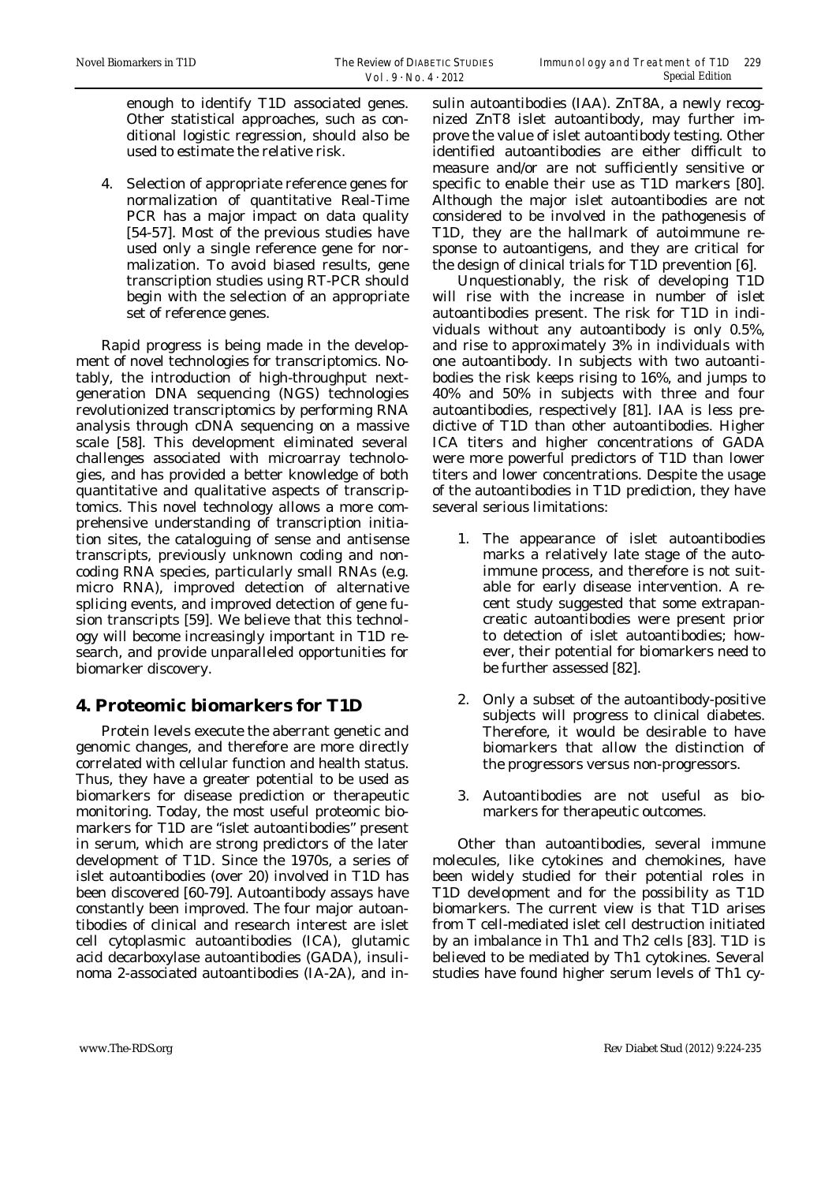enough to identify T1D associated genes. Other statistical approaches, such as conditional logistic regression, should also be used to estimate the relative risk.

4. Selection of appropriate reference genes for normalization of quantitative Real-Time PCR has a major impact on data quality [54-57]. Most of the previous studies have used only a single reference gene for normalization. To avoid biased results, gene transcription studies using RT-PCR should begin with the selection of an appropriate set of reference genes.

Rapid progress is being made in the development of novel technologies for transcriptomics. Notably, the introduction of high-throughput next-generation DNA sequencing (NGS) technologies revolutionized transcriptomics by performing RNA analysis through cDNA sequencing on a massive scale [58]. This development eliminated several challenges associated with microarray technologies, and has provided a better knowledge of both quantitative and qualitative aspects of transcriptomics. This novel technology allows a more comprehensive understanding of transcription initiation sites, the cataloguing of sense and antisense transcripts, previously unknown coding and noncoding RNA species, particularly small RNAs (e.g. micro RNA), improved detection of alternative splicing events, and improved detection of gene fusion transcripts [59]. We believe that this technology will become increasingly important in T1D research, and provide unparalleled opportunities for biomarker discovery.

## 4. Proteomic biomarkers for T1D

Protein levels execute the aberrant genetic and genomic changes, and therefore are more directly correlated with cellular function and health status. Thus, they have a greater potential to be used as biomarkers for disease prediction or therapeutic monitoring. Today, the most useful proteomic biomarkers for T1D are "islet autoantibodies" present in serum, which are strong predictors of the later development of T1D. Since the 1970s, a series of islet autoantibodies (over 20) involved in T1D has been discovered [60-79]. Autoantibody assays have constantly been improved. The four major autoantibodies of clinical and research interest are islet cell cytoplasmic autoantibodies (ICA), glutamic acid decarboxylase autoantibodies (GADA), insulinoma 2-associated autoantibodies (IA-2A), and insulin autoantibodies (IAA). ZnT8A, a newly recognized ZnT8 islet autoantibody, may further improve the value of islet autoantibody testing. Other identified autoantibodies are either difficult to measure and/or are not sufficiently sensitive or specific to enable their use as T1D markers [80]. Although the major islet autoantibodies are not considered to be involved in the pathogenesis of T1D, they are the hallmark of autoimmune response to autoantigens, and they are critical for the design of clinical trials for T1D prevention [6].

Unquestionably, the risk of developing T1D will rise with the increase in number of islet autoantibodies present. The risk for T1D in individuals without any autoantibody is only 0.5%, and rise to approximately 3% in individuals with one autoantibody. In subjects with two autoantibodies the risk keeps rising to 16%, and jumps to 40% and 50% in subjects with three and four autoantibodies, respectively [81]. IAA is less predictive of T1D than other autoantibodies. Higher ICA titers and higher concentrations of GADA were more powerful predictors of T1D than lower titers and lower concentrations. Despite the usage of the autoantibodies in T1D prediction, they have several serious limitations:

1. The appearance of islet autoantibodies marks a relatively late stage of the autoimmune process, and therefore is not suitable for early disease intervention. A recent study suggested that some extrapancreatic autoantibodies were present prior to detection of islet autoantibodies; however, their potential for biomarkers need to be further assessed [82].

2. Only a subset of the autoantibody-positive subjects will progress to clinical diabetes. Therefore, it would be desirable to have biomarkers that allow the distinction of the progressors versus non-progressors.

3. Autoantibodies are not useful as biomarkers for therapeutic outcomes.

Other than autoantibodies, several immune molecules, like cytokines and chemokines, have been widely studied for their potential roles in T1D development and for the possibility as T1D biomarkers. The current view is that T1D arises from T cell-mediated islet cell destruction initiated by an imbalance in Th1 and Th2 cells [83]. T1D is believed to be mediated by Th1 cytokines. Several studies have found higher serum levels of Th1 cy-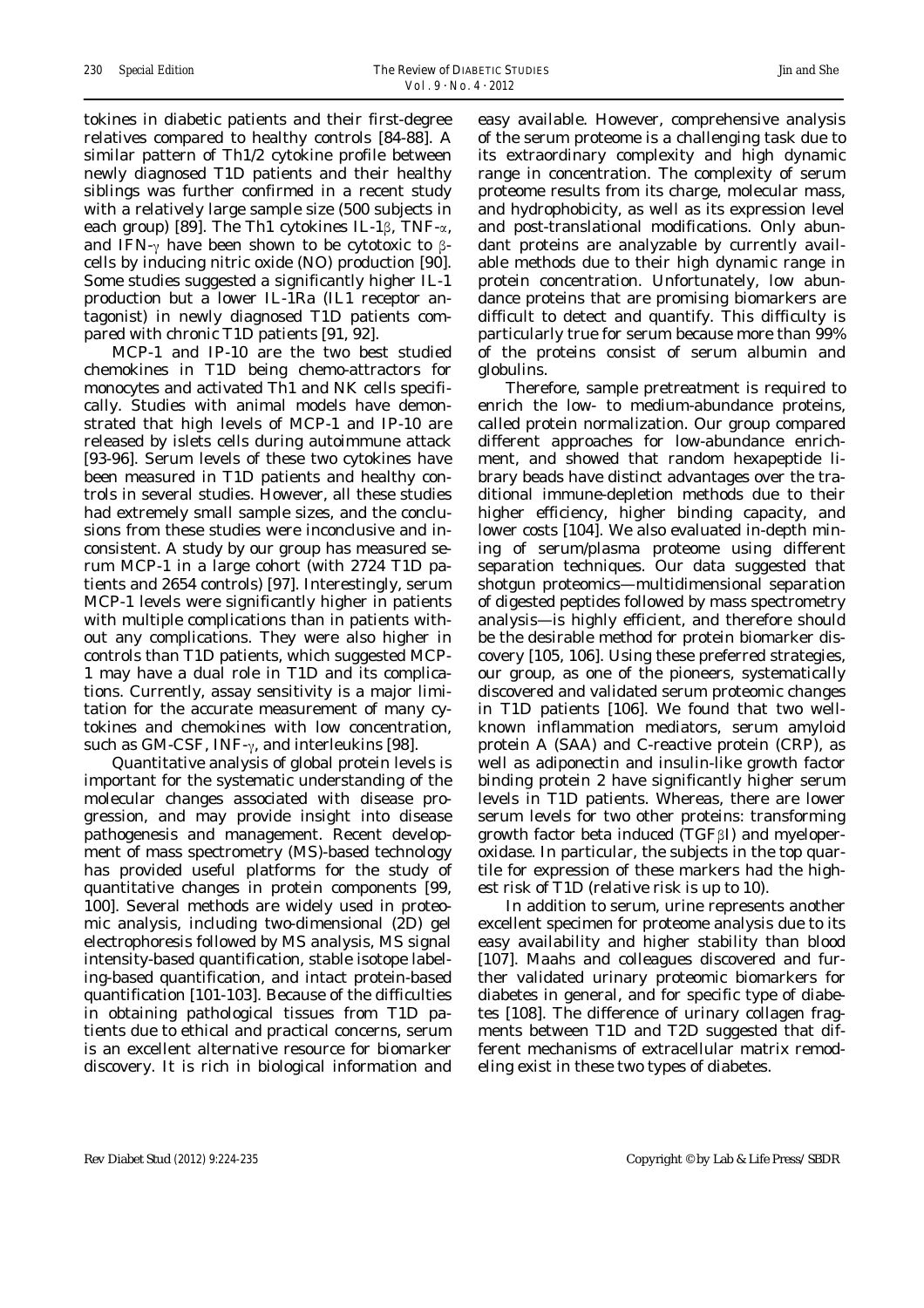tokines in diabetic patients and their first-degree relatives compared to healthy controls [84-88]. A similar pattern of Th1/2 cytokine profile between newly diagnosed T1D patients and their healthy siblings was further confirmed in a recent study with a relatively large sample size (500 subjects in each group) [89]. The Th1 cytokines IL-1$\beta$, TNF-$\alpha$, and IFN-$\gamma$ have been shown to be cytotoxic to $\beta$-cells by inducing nitric oxide (NO) production [90]. Some studies suggested a significantly higher IL-1 production but a lower IL-1Ra (IL1 receptor antagonist) in newly diagnosed T1D patients compared with chronic T1D patients [91, 92].

MCP-1 and IP-10 are the two best studied chemokines in T1D being chemo-attractors for monocytes and activated Th1 and NK cells specifically. Studies with animal models have demonstrated that high levels of MCP-1 and IP-10 are released by islets cells during autoimmune attack [93-96]. Serum levels of these two cytokines have been measured in T1D patients and healthy controls in several studies. However, all these studies had extremely small sample sizes, and the conclusions from these studies were inconclusive and inconsistent. A study by our group has measured serum MCP-1 in a large cohort (with 2724 T1D patients and 2654 controls) [97]. Interestingly, serum MCP-1 levels were significantly higher in patients with multiple complications than in patients without any complications. They were also higher in controls than T1D patients, which suggested MCP-1 may have a dual role in T1D and its complications. Currently, assay sensitivity is a major limitation for the accurate measurement of many cytokines and chemokines with low concentration, such as GM-CSF, INF-$\gamma$, and interleukins [98].

Quantitative analysis of global protein levels is important for the systematic understanding of the molecular changes associated with disease progression, and may provide insight into disease pathogenesis and management. Recent development of mass spectrometry (MS)-based technology has provided useful platforms for the study of quantitative changes in protein components [99, 100]. Several methods are widely used in proteomic analysis, including two-dimensional (2D) gel electrophoresis followed by MS analysis, MS signal intensity-based quantification, stable isotope labeling-based quantification, and intact protein-based quantification [101-103]. Because of the difficulties in obtaining pathological tissues from T1D patients due to ethical and practical concerns, serum is an excellent alternative resource for biomarker discovery. It is rich in biological information and easy available. However, comprehensive analysis of the serum proteome is a challenging task due to its extraordinary complexity and high dynamic range in concentration. The complexity of serum proteome results from its charge, molecular mass, and hydrophobicity, as well as its expression level and post-translational modifications. Only abundant proteins are analyzable by currently available methods due to their high dynamic range in protein concentration. Unfortunately, low abundance proteins that are promising biomarkers are difficult to detect and quantify. This difficulty is particularly true for serum because more than 99% of the proteins consist of serum albumin and globulins.

Therefore, sample pretreatment is required to enrich the low- to medium-abundance proteins, called protein normalization. Our group compared different approaches for low-abundance enrichment, and showed that random hexapeptide library beads have distinct advantages over the traditional immune-depletion methods due to their higher efficiency, higher binding capacity, and lower costs [104]. We also evaluated in-depth mining of serum/plasma proteome using different separation techniques. Our data suggested that shotgun proteomics—multidimensional separation of digested peptides followed by mass spectrometry analysis—is highly efficient, and therefore should be the desirable method for protein biomarker discovery [105, 106]. Using these preferred strategies, our group, as one of the pioneers, systematically discovered and validated serum proteomic changes in T1D patients [106]. We found that two well-known inflammation mediators, serum amyloid protein A (SAA) and C-reactive protein (CRP), as well as adiponectin and insulin-like growth factor binding protein 2 have significantly higher serum levels in T1D patients. Whereas, there are lower serum levels for two other proteins: transforming growth factor beta induced (TGF$\beta$I) and myeloperoxidase. In particular, the subjects in the top quartile for expression of these markers had the highest risk of T1D (relative risk is up to 10).

In addition to serum, urine represents another excellent specimen for proteome analysis due to its easy availability and higher stability than blood [107]. Maahs and colleagues discovered and further validated urinary proteomic biomarkers for diabetes in general, and for specific type of diabetes [108]. The difference of urinary collagen fragments between T1D and T2D suggested that different mechanisms of extracellular matrix remodeling exist in these two types of diabetes.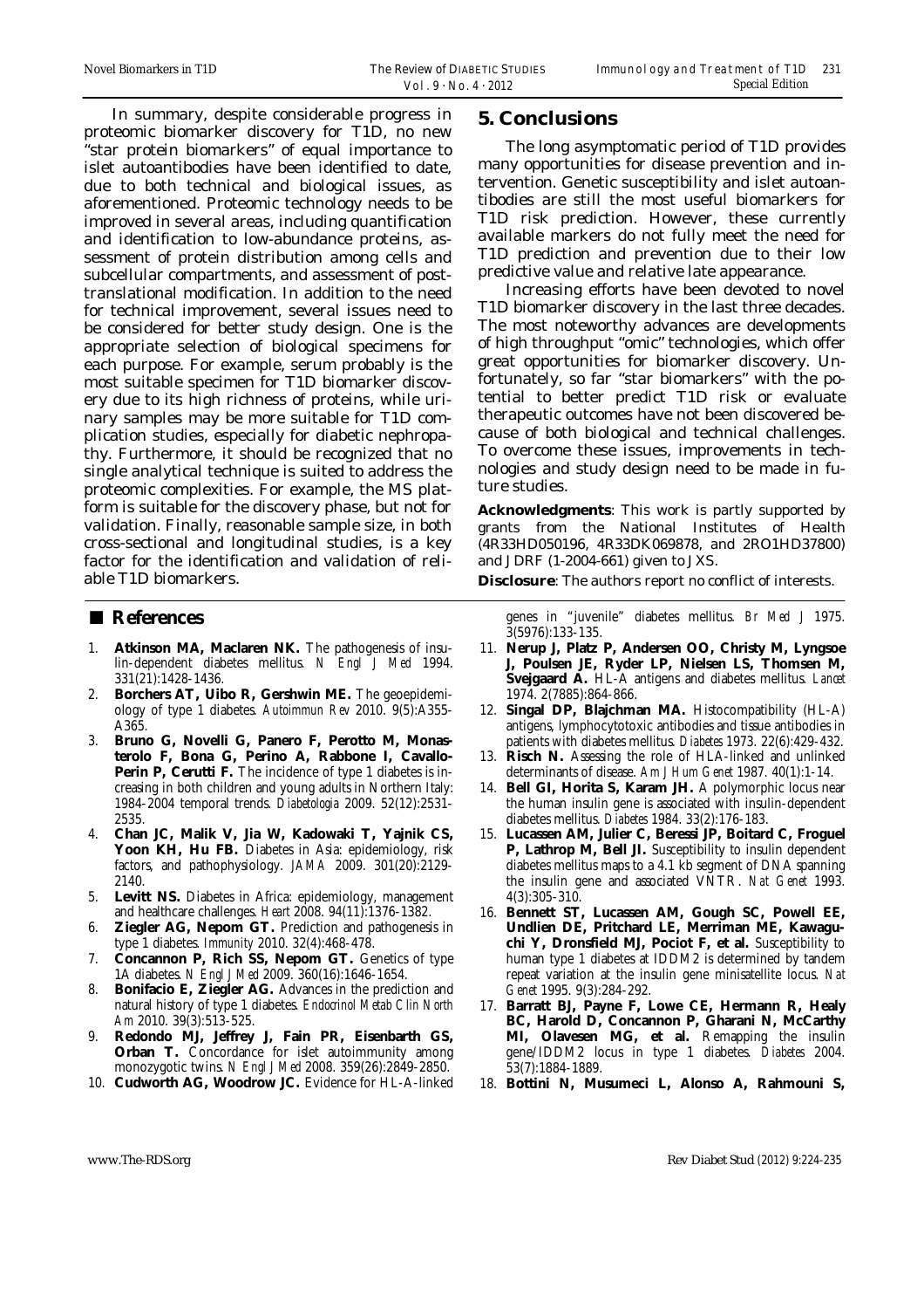In summary, despite considerable progress in proteomic biomarker discovery for T1D, no new "star protein biomarkers" of equal importance to islet autoantibodies have been identified to date, due to both technical and biological issues, as aforementioned. Proteomic technology needs to be improved in several areas, including quantification and identification to low-abundance proteins, assessment of protein distribution among cells and subcellular compartments, and assessment of post-translational modification. In addition to the need for technical improvement, several issues need to be considered for better study design. One is the appropriate selection of biological specimens for each purpose. For example, serum probably is the most suitable specimen for T1D biomarker discovery due to its high richness of proteins, while urinary samples may be more suitable for T1D complication studies, especially for diabetic nephropathy. Furthermore, it should be recognized that no single analytical technique is suited to address the proteomic complexities. For example, the MS platform is suitable for the discovery phase, but not for validation. Finally, reasonable sample size, in both cross-sectional and longitudinal studies, is a key factor for the identification and validation of reliable T1D biomarkers.

## 5. Conclusions

The long asymptomatic period of T1D provides many opportunities for disease prevention and intervention. Genetic susceptibility and islet autoantibodies are still the most useful biomarkers for T1D risk prediction. However, these currently available markers do not fully meet the need for T1D prediction and prevention due to their low predictive value and relative late appearance.

Increasing efforts have been devoted to novel T1D biomarker discovery in the last three decades. The most noteworthy advances are developments of high throughput "omic" technologies, which offer great opportunities for biomarker discovery. Unfortunately, so far "star biomarkers" with the potential to better predict T1D risk or evaluate therapeutic outcomes have not been discovered because of both biological and technical challenges. To overcome these issues, improvements in technologies and study design need to be made in future studies.

**Acknowledgments**: This work is partly supported by grants from the National Institutes of Health (4R33HD050196, 4R33DK069878, and 2RO1HD37800) and JDRF (1-2004-661) given to JXS.

**Disclosure**: The authors report no conflict of interests.

## References

1. **Atkinson MA, Maclaren NK.** The pathogenesis of insulin-dependent diabetes mellitus. *N Engl J Med* 1994. 331(21):1428-1436.
2. **Borchers AT, Uibo R, Gershwin ME.** The geoepidemiology of type 1 diabetes. *Autoimmun Rev* 2010. 9(5):A355-A365.
3. **Bruno G, Novelli G, Panero F, Perotto M, Monasterolo F, Bona G, Perino A, Rabbone I, Cavallo-Perin P, Cerutti F.** The incidence of type 1 diabetes is increasing in both children and young adults in Northern Italy: 1984-2004 temporal trends. *Diabetologia* 2009. 52(12):2531-2535.
4. **Chan JC, Malik V, Jia W, Kadowaki T, Yajnik CS, Yoon KH, Hu FB.** Diabetes in Asia: epidemiology, risk factors, and pathophysiology. *JAMA* 2009. 301(20):2129-2140.
5. **Levitt NS.** Diabetes in Africa: epidemiology, management and healthcare challenges. *Heart* 2008. 94(11):1376-1382.
6. **Ziegler AG, Nepom GT.** Prediction and pathogenesis in type 1 diabetes. *Immunity* 2010. 32(4):468-478.
7. **Concannon P, Rich SS, Nepom GT.** Genetics of type 1A diabetes. *N Engl J Med* 2009. 360(16):1646-1654.
8. **Bonifacio E, Ziegler AG.** Advances in the prediction and natural history of type 1 diabetes. *Endocrinol Metab Clin North Am* 2010. 39(3):513-525.
9. **Redondo MJ, Jeffrey J, Fain PR, Eisenbarth GS, Orban T.** Concordance for islet autoimmunity among monozygotic twins. *N Engl J Med* 2008. 359(26):2849-2850.
10. **Cudworth AG, Woodrow JC.** Evidence for HL-A-linked genes in "juvenile" diabetes mellitus. *Br Med J* 1975. 3(5976):133-135.
11. **Nerup J, Platz P, Andersen OO, Christy M, Lyngsoe J, Poulsen JE, Ryder LP, Nielsen LS, Thomsen M, Svejgaard A.** HL-A antigens and diabetes mellitus. *Lancet* 1974. 2(7885):864-866.
12. **Singal DP, Blajchman MA.** Histocompatibility (HL-A) antigens, lymphocytotoxic antibodies and tissue antibodies in patients with diabetes mellitus. *Diabetes* 1973. 22(6):429-432.
13. **Risch N.** Assessing the role of HLA-linked and unlinked determinants of disease. *Am J Hum Genet* 1987. 40(1):1-14.
14. **Bell GI, Horita S, Karam JH.** A polymorphic locus near the human insulin gene is associated with insulin-dependent diabetes mellitus. *Diabetes* 1984. 33(2):176-183.
15. **Lucassen AM, Julier C, Beressi JP, Boitard C, Froguel P, Lathrop M, Bell JI.** Susceptibility to insulin dependent diabetes mellitus maps to a 4.1 kb segment of DNA spanning the insulin gene and associated VNTR. *Nat Genet* 1993. 4(3):305-310.
16. **Bennett ST, Lucassen AM, Gough SC, Powell EE, Undlien DE, Pritchard LE, Merriman ME, Kawaguchi Y, Dronsfield MJ, Pociot F, et al.** Susceptibility to human type 1 diabetes at IDDM2 is determined by tandem repeat variation at the insulin gene minisatellite locus. *Nat Genet* 1995. 9(3):284-292.
17. **Barratt BJ, Payne F, Lowe CE, Hermann R, Healy BC, Harold D, Concannon P, Gharani N, McCarthy MI, Olavesen MG, et al.** Remapping the insulin gene/IDDM2 locus in type 1 diabetes. *Diabetes* 2004. 53(7):1884-1889.
18. **Bottini N, Musumeci L, Alonso A, Rahmouni S,**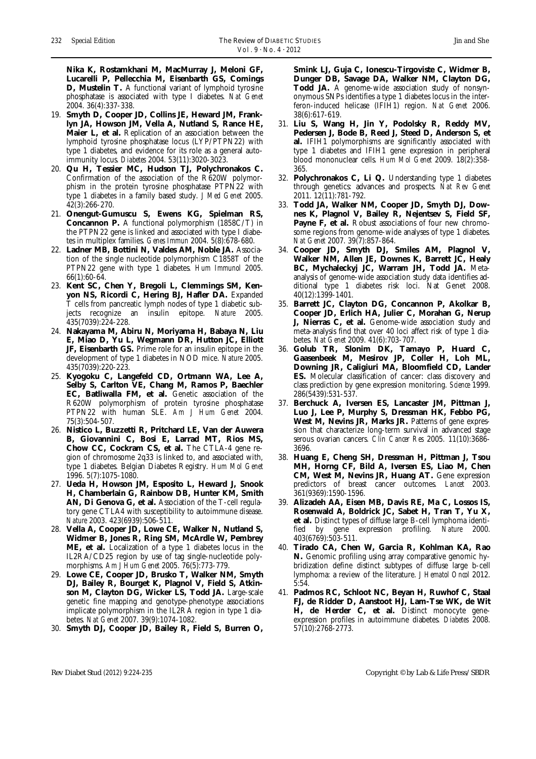Nika K, Rostamkhani M, MacMurray J, Meloni GF, Lucarelli P, Pellecchia M, Eisenbarth GS, Comings D, Mustelin T. A functional variant of lymphoid tyrosine phosphatase is associated with type I diabetes. *Nat Genet* 2004. 36(4):337-338.

19. **Smyth D, Cooper JD, Collins JE, Heward JM, Franklyn JA, Howson JM, Vella A, Nutland S, Rance HE, Maier L, et al.** Replication of an association between the lymphoid tyrosine phosphatase locus (LYP/PTPN22) with type 1 diabetes, and evidence for its role as a general autoimmunity locus. *Diabetes* 2004. 53(11):3020-3023.
20. **Qu H, Tessier MC, Hudson TJ, Polychronakos C.** Confirmation of the association of the R620W polymorphism in the protein tyrosine phosphatase PTPN22 with type 1 diabetes in a family based study. *J Med Genet* 2005. 42(3):266-270.
21. **Onengut-Gumuscu S, Ewens KG, Spielman RS, Concannon P.** A functional polymorphism (1858C/T) in the PTPN22 gene is linked and associated with type I diabetes in multiplex families. *Genes Immun* 2004. 5(8):678-680.
22. **Ladner MB, Bottini N, Valdes AM, Noble JA.** Association of the single nucleotide polymorphism C1858T of the PTPN22 gene with type 1 diabetes. *Hum Immunol* 2005. 66(1):60-64.
23. **Kent SC, Chen Y, Bregoli L, Clemmings SM, Kenyon NS, Ricordi C, Hering BJ, Hafler DA.** Expanded T cells from pancreatic lymph nodes of type 1 diabetic subjects recognize an insulin epitope. *Nature* 2005. 435(7039):224-228.
24. **Nakayama M, Abiru N, Moriyama H, Babaya N, Liu E, Miao D, Yu L, Wegmann DR, Hutton JC, Elliott JF, Eisenbarth GS.** Prime role for an insulin epitope in the development of type 1 diabetes in NOD mice. *Nature* 2005. 435(7039):220-223.
25. **Kyogoku C, Langefeld CD, Ortmann WA, Lee A, Selby S, Carlton VE, Chang M, Ramos P, Baechler EC, Batliwalla FM, et al.** Genetic association of the R620W polymorphism of protein tyrosine phosphatase PTPN22 with human SLE. *Am J Hum Genet* 2004. 75(3):504-507.
26. **Nistico L, Buzzetti R, Pritchard LE, Van der Auwera B, Giovannini C, Bosi E, Larrad MT, Rios MS, Chow CC, Cockram CS, et al.** The CTLA-4 gene region of chromosome 2q33 is linked to, and associated with, type 1 diabetes. Belgian Diabetes Registry. *Hum Mol Genet* 1996. 5(7):1075-1080.
27. **Ueda H, Howson JM, Esposito L, Heward J, Snook H, Chamberlain G, Rainbow DB, Hunter KM, Smith AN, Di Genova G, et al.** Association of the T-cell regulatory gene CTLA4 with susceptibility to autoimmune disease. *Nature* 2003. 423(6939):506-511.
28. **Vella A, Cooper JD, Lowe CE, Walker N, Nutland S, Widmer B, Jones R, Ring SM, McArdle W, Pembrey ME, et al.** Localization of a type 1 diabetes locus in the IL2RA/CD25 region by use of tag single-nucleotide polymorphisms. *Am J Hum Genet* 2005. 76(5):773-779.
29. **Lowe CE, Cooper JD, Brusko T, Walker NM, Smyth DJ, Bailey R, Bourget K, Plagnol V, Field S, Atkinson M, Clayton DG, Wicker LS, Todd JA.** Large-scale genetic fine mapping and genotype-phenotype associations implicate polymorphism in the IL2RA region in type 1 diabetes. *Nat Genet* 2007. 39(9):1074-1082.
30. **Smyth DJ, Cooper JD, Bailey R, Field S, Burren O, Smink LJ, Guja C, Ionescu-Tirgoviste C, Widmer B, Dunger DB, Savage DA, Walker NM, Clayton DG, Todd JA.** A genome-wide association study of nonsynonymous SNPs identifies a type 1 diabetes locus in the interferon-induced helicase (IFIH1) region. *Nat Genet* 2006. 38(6):617-619.
31. **Liu S, Wang H, Jin Y, Podolsky R, Reddy MV, Pedersen J, Bode B, Reed J, Steed D, Anderson S, et al.** IFIH1 polymorphisms are significantly associated with type 1 diabetes and IFIH1 gene expression in peripheral blood mononuclear cells. *Hum Mol Genet* 2009. 18(2):358-365.
32. **Polychronakos C, Li Q.** Understanding type 1 diabetes through genetics: advances and prospects. *Nat Rev Genet* 2011. 12(11):781-792.
33. **Todd JA, Walker NM, Cooper JD, Smyth DJ, Downes K, Plagnol V, Bailey R, Nejentsev S, Field SF, Payne F, et al.** Robust associations of four new chromosome regions from genome-wide analyses of type 1 diabetes. *Nat Genet* 2007. 39(7):857-864.
34. **Cooper JD, Smyth DJ, Smiles AM, Plagnol V, Walker NM, Allen JE, Downes K, Barrett JC, Healy BC, Mychaleckyj JC, Warram JH, Todd JA.** Meta-analysis of genome-wide association study data identifies additional type 1 diabetes risk loci. Nat Genet 2008. 40(12):1399-1401.
35. **Barrett JC, Clayton DG, Concannon P, Akolkar B, Cooper JD, Erlich HA, Julier C, Morahan G, Nerup J, Nierras C, et al.** Genome-wide association study and meta-analysis find that over 40 loci affect risk of type 1 diabetes. *Nat Genet* 2009. 41(6):703-707.
36. **Golub TR, Slonim DK, Tamayo P, Huard C, Gaasenbeek M, Mesirov JP, Coller H, Loh ML, Downing JR, Caligiuri MA, Bloomfield CD, Lander ES.** Molecular classification of cancer: class discovery and class prediction by gene expression monitoring. *Science* 1999. 286(5439):531-537.
37. **Berchuck A, Iversen ES, Lancaster JM, Pittman J, Luo J, Lee P, Murphy S, Dressman HK, Febbo PG, West M, Nevins JR, Marks JR.** Patterns of gene expression that characterize long-term survival in advanced stage serous ovarian cancers. *Clin Cancer Res* 2005. 11(10):3686-3696.
38. **Huang E, Cheng SH, Dressman H, Pittman J, Tsou MH, Horng CF, Bild A, Iversen ES, Liao M, Chen CM, West M, Nevins JR, Huang AT.** Gene expression predictors of breast cancer outcomes. *Lancet* 2003. 361(9369):1590-1596.
39. **Alizadeh AA, Eisen MB, Davis RE, Ma C, Lossos IS, Rosenwald A, Boldrick JC, Sabet H, Tran T, Yu X, et al.** Distinct types of diffuse large B-cell lymphoma identified by gene expression profiling. *Nature* 2000. 403(6769):503-511.
40. **Tirado CA, Chen W, Garcia R, Kohlman KA, Rao N.** Genomic profiling using array comparative genomic hybridization define distinct subtypes of diffuse large b-cell lymphoma: a review of the literature. *J Hematol Oncol* 2012. 5:54.
41. **Padmos RC, Schloot NC, Beyan H, Ruwhof C, Staal FJ, de Ridder D, Aanstoot HJ, Lam-Tse WK, de Wit H, de Herder C, et al.** Distinct monocyte gene-expression profiles in autoimmune diabetes. *Diabetes* 2008. 57(10):2768-2773.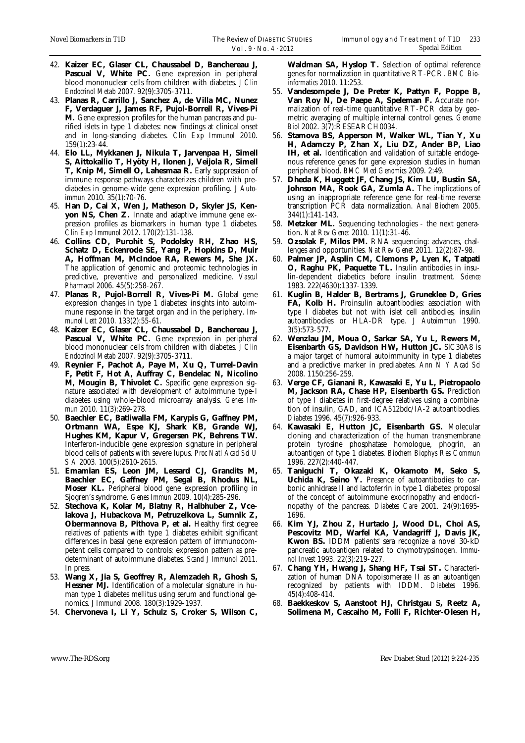42. **Kaizer EC, Glaser CL, Chaussabel D, Banchereau J, Pascual V, White PC.** Gene expression in peripheral blood mononuclear cells from children with diabetes. *J Clin Endocrinol Metab* 2007. 92(9):3705-3711.
43. **Planas R, Carrillo J, Sanchez A, de Villa MC, Nunez F, Verdaguer J, James RF, Pujol-Borrell R, Vives-Pi M.** Gene expression profiles for the human pancreas and purified islets in type 1 diabetes: new findings at clinical onset and in long-standing diabetes. *Clin Exp Immunol* 2010. 159(1):23-44.
44. **Elo LL, Mykkanen J, Nikula T, Jarvenpaa H, Simell S, Aittokallio T, Hyöty H, Ilonen J, Veijola R, Simell T, Knip M, Simell O, Lahesmaa R.** Early suppression of immune response pathways characterizes children with prediabetes in genome-wide gene expression profiling. *J Autoimmun* 2010. 35(1):70-76.
45. **Han D, Cai X, Wen J, Matheson D, Skyler JS, Kenyon NS, Chen Z.** Innate and adaptive immune gene expression profiles as biomarkers in human type 1 diabetes. *Clin Exp Immunol* 2012. 170(2):131-138.
46. **Collins CD, Purohit S, Podolsky RH, Zhao HS, Schatz D, Eckenrode SE, Yang P, Hopkins D, Muir A, Hoffman M, McIndoe RA, Rewers M, She JX.** The application of genomic and proteomic technologies in predictive, preventive and personalized medicine. *Vascul Pharmacol* 2006. 45(5):258-267.
47. **Planas R, Pujol-Borrell R, Vives-Pi M.** Global gene expression changes in type 1 diabetes: insights into autoimmune response in the target organ and in the periphery. *Immunol Lett* 2010. 133(2):55-61.
48. **Kaizer EC, Glaser CL, Chaussabel D, Banchereau J, Pascual V, White PC.** Gene expression in peripheral blood mononuclear cells from children with diabetes. *J Clin Endocrinol Metab* 2007. 92(9):3705-3711.
49. **Reynier F, Pachot A, Paye M, Xu Q, Turrel-Davin F, Petit F, Hot A, Auffray C, Bendelac N, Nicolino M, Mougin B, Thivolet C.** Specific gene expression signature associated with development of autoimmune type-I diabetes using whole-blood microarray analysis. *Genes Immun* 2010. 11(3):269-278.
50. **Baechler EC, Batliwalla FM, Karypis G, Gaffney PM, Ortmann WA, Espe KJ, Shark KB, Grande WJ, Hughes KM, Kapur V, Gregersen PK, Behrens TW.** Interferon-inducible gene expression signature in peripheral blood cells of patients with severe lupus. *Proc Natl Acad Sci U S A* 2003. 100(5):2610-2615.
51. **Emamian ES, Leon JM, Lessard CJ, Grandits M, Baechler EC, Gaffney PM, Segal B, Rhodus NL, Moser KL.** Peripheral blood gene expression profiling in Sjogren's syndrome. *Genes Immun* 2009. 10(4):285-296.
52. **Stechova K, Kolar M, Blatny R, Halbhuber Z, Vcelakova J, Hubackova M, Petruzelkova L, Sumnik Z, Obermannova B, Pithova P, et al.** Healthy first degree relatives of patients with type 1 diabetes exhibit significant differences in basal gene expression pattern of immunocompetent cells compared to controls: expression pattern as predeterminant of autoimmune diabetes. *Scand J Immunol* 2011. In press.
53. **Wang X, Jia S, Geoffrey R, Alemzadeh R, Ghosh S, Hessner MJ.** Identification of a molecular signature in human type 1 diabetes mellitus using serum and functional genomics. *J Immunol* 2008. 180(3):1929-1937.
54. **Chervoneva I, Li Y, Schulz S, Croker S, Wilson C, Waldman SA, Hyslop T.** Selection of optimal reference genes for normalization in quantitative RT-PCR. *BMC Bioinformatics* 2010. 11:253.
55. **Vandesompele J, De Preter K, Pattyn F, Poppe B, Van Roy N, De Paepe A, Speleman F.** Accurate normalization of real-time quantitative RT-PCR data by geometric averaging of multiple internal control genes. *Genome Biol* 2002. 3(7):RESEARCH0034.
56. **Stamova BS, Apperson M, Walker WL, Tian Y, Xu H, Adamczy P, Zhan X, Liu DZ, Ander BP, Liao IH, et al.** Identification and validation of suitable endogenous reference genes for gene expression studies in human peripheral blood. *BMC Med Genomics* 2009. 2:49.
57. **Dheda K, Huggett JF, Chang JS, Kim LU, Bustin SA, Johnson MA, Rook GA, Zumla A.** The implications of using an inappropriate reference gene for real-time reverse transcription PCR data normalization. *Anal Biochem* 2005. 344(1):141-143.
58. **Metzker ML.** Sequencing technologies - the next generation. *Nat Rev Genet* 2010. 11(1):31-46.
59. **Ozsolak F, Milos PM.** RNA sequencing: advances, challenges and opportunities. *Nat Rev Genet* 2011. 12(2):87-98.
60. **Palmer JP, Asplin CM, Clemons P, Lyen K, Tatpati O, Raghu PK, Paquette TL.** Insulin antibodies in insulin-dependent diabetics before insulin treatment. *Science* 1983. 222(4630):1337-1339.
61. **Kuglin B, Halder B, Bertrams J, Gruneklee D, Gries FA, Kolb H.** Proinsulin autoantibodies: association with type I diabetes but not with islet cell antibodies, insulin autoantibodies or HLA-DR type. *J Autoimmun* 1990. 3(5):573-577.
62. **Wenzlau JM, Moua O, Sarkar SA, Yu L, Rewers M, Eisenbarth GS, Davidson HW, Hutton JC.** SlC30A8 is a major target of humoral autoimmunity in type 1 diabetes and a predictive marker in prediabetes. *Ann N Y Acad Sci* 2008. 1150:256-259.
63. **Verge CF, Gianani R, Kawasaki E, Yu L, Pietropaolo M, Jackson RA, Chase HP, Eisenbarth GS.** Prediction of type I diabetes in first-degree relatives using a combination of insulin, GAD, and ICA512bdc/IA-2 autoantibodies. *Diabetes* 1996. 45(7):926-933.
64. **Kawasaki E, Hutton JC, Eisenbarth GS.** Molecular cloning and characterization of the human transmembrane protein tyrosine phosphatase homologue, phogrin, an autoantigen of type 1 diabetes. *Biochem Biophys Res Commun* 1996. 227(2):440-447.
65. **Taniguchi T, Okazaki K, Okamoto M, Seko S, Uchida K, Seino Y.** Presence of autoantibodies to carbonic anhidrase II and lactoferrin in type 1 diabetes: proposal of the concept of autoimmune exocrinopathy and endocrinopathy of the pancreas. *Diabetes Care* 2001. 24(9):1695-1696.
66. **Kim YJ, Zhou Z, Hurtado J, Wood DL, Choi AS, Pescovitz MD, Warfel KA, Vandagriff J, Davis JK, Kwon BS.** IDDM patients' sera recognize a novel 30-kD pancreatic autoantigen related to chymotrypsinogen. *Immunol Invest* 1993. 22(3):219-227.
67. **Chang YH, Hwang J, Shang HF, Tsai ST.** Characterization of human DNA topoisomerase II as an autoantigen recognized by patients with IDDM. *Diabetes* 1996. 45(4):408-414.
68. **Baekkeskov S, Aanstoot HJ, Christgau S, Reetz A, Solimena M, Cascalho M, Folli F, Richter-Olesen H,**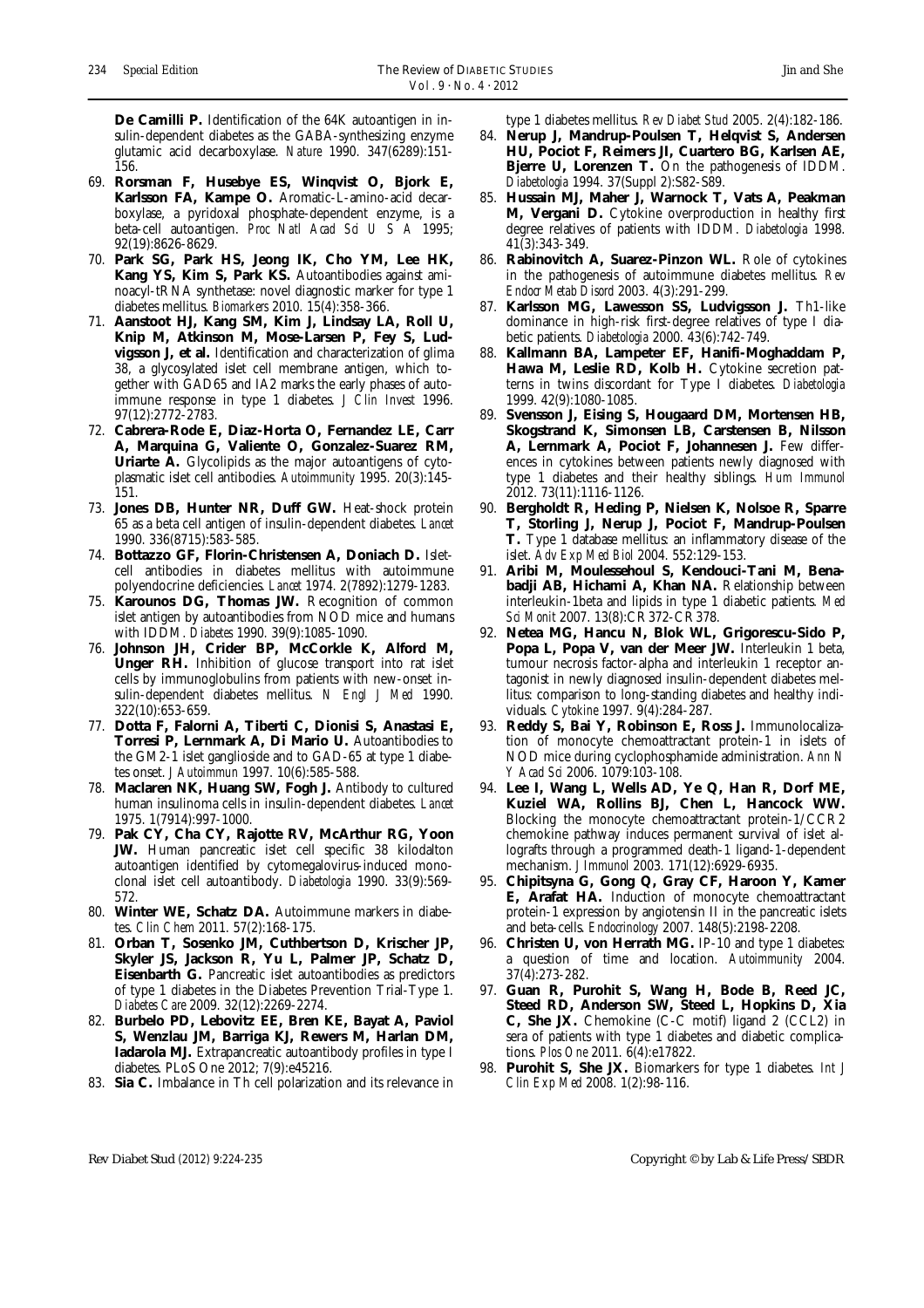**De Camilli P.** Identification of the 64K autoantigen in insulin-dependent diabetes as the GABA-synthesizing enzyme glutamic acid decarboxylase. *Nature* 1990. 347(6289):151-156.

69. **Rorsman F, Husebye ES, Winqvist O, Bjork E, Karlsson FA, Kampe O.** Aromatic-L-amino-acid decarboxylase, a pyridoxal phosphate-dependent enzyme, is a beta-cell autoantigen. *Proc Natl Acad Sci U S A* 1995; 92(19):8626-8629.
70. **Park SG, Park HS, Jeong IK, Cho YM, Lee HK, Kang YS, Kim S, Park KS.** Autoantibodies against aminoacyl-tRNA synthetase: novel diagnostic marker for type 1 diabetes mellitus. *Biomarkers* 2010. 15(4):358-366.
71. **Aanstoot HJ, Kang SM, Kim J, Lindsay LA, Roll U, Knip M, Atkinson M, Mose-Larsen P, Fey S, Ludvigsson J, et al.** Identification and characterization of glima 38, a glycosylated islet cell membrane antigen, which together with GAD65 and IA2 marks the early phases of autoimmune response in type 1 diabetes. *J Clin Invest* 1996. 97(12):2772-2783.
72. **Cabrera-Rode E, Diaz-Horta O, Fernandez LE, Carr A, Marquina G, Valiente O, Gonzalez-Suarez RM, Uriarte A.** Glycolipids as the major autoantigens of cytoplasmatic islet cell antibodies. *Autoimmunity* 1995. 20(3):145-151.
73. **Jones DB, Hunter NR, Duff GW.** Heat-shock protein 65 as a beta cell antigen of insulin-dependent diabetes. *Lancet* 1990. 336(8715):583-585.
74. **Bottazzo GF, Florin-Christensen A, Doniach D.** Islet-cell antibodies in diabetes mellitus with autoimmune polyendocrine deficiencies. *Lancet* 1974. 2(7892):1279-1283.
75. **Karounos DG, Thomas JW.** Recognition of common islet antigen by autoantibodies from NOD mice and humans with IDDM. *Diabetes* 1990. 39(9):1085-1090.
76. **Johnson JH, Crider BP, McCorkle K, Alford M, Unger RH.** Inhibition of glucose transport into rat islet cells by immunoglobulins from patients with new-onset insulin-dependent diabetes mellitus. *N Engl J Med* 1990. 322(10):653-659.
77. **Dotta F, Falorni A, Tiberti C, Dionisi S, Anastasi E, Torresi P, Lernmark A, Di Mario U.** Autoantibodies to the GM2-1 islet ganglioside and to GAD-65 at type 1 diabetes onset. *J Autoimmun* 1997. 10(6):585-588.
78. **Maclaren NK, Huang SW, Fogh J.** Antibody to cultured human insulinoma cells in insulin-dependent diabetes. *Lancet* 1975. 1(7914):997-1000.
79. **Pak CY, Cha CY, Rajotte RV, McArthur RG, Yoon JW.** Human pancreatic islet cell specific 38 kilodalton autoantigen identified by cytomegalovirus-induced monoclonal islet cell autoantibody. *Diabetologia* 1990. 33(9):569-572.
80. **Winter WE, Schatz DA.** Autoimmune markers in diabetes. *Clin Chem* 2011. 57(2):168-175.
81. **Orban T, Sosenko JM, Cuthbertson D, Krischer JP, Skyler JS, Jackson R, Yu L, Palmer JP, Schatz D, Eisenbarth G.** Pancreatic islet autoantibodies as predictors of type 1 diabetes in the Diabetes Prevention Trial-Type 1. *Diabetes Care* 2009. 32(12):2269-2274.
82. **Burbelo PD, Lebovitz EE, Bren KE, Bayat A, Paviol S, Wenzlau JM, Barriga KJ, Rewers M, Harlan DM, Iadarola MJ.** Extrapancreatic autoantibody profiles in type I diabetes. PLoS One 2012; 7(9):e45216.
83. **Sia C.** Imbalance in Th cell polarization and its relevance in type 1 diabetes mellitus. *Rev Diabet Stud* 2005. 2(4):182-186.
84. **Nerup J, Mandrup-Poulsen T, Helqvist S, Andersen HU, Pociot F, Reimers JI, Cuartero BG, Karlsen AE, Bjerre U, Lorenzen T.** On the pathogenesis of IDDM. *Diabetologia* 1994. 37(Suppl 2):S82-S89.
85. **Hussain MJ, Maher J, Warnock T, Vats A, Peakman M, Vergani D.** Cytokine overproduction in healthy first degree relatives of patients with IDDM. *Diabetologia* 1998. 41(3):343-349.
86. **Rabinovitch A, Suarez-Pinzon WL.** Role of cytokines in the pathogenesis of autoimmune diabetes mellitus. *Rev Endocr Metab Disord* 2003. 4(3):291-299.
87. **Karlsson MG, Lawesson SS, Ludvigsson J.** Th1-like dominance in high-risk first-degree relatives of type I diabetic patients. *Diabetologia* 2000. 43(6):742-749.
88. **Kallmann BA, Lampeter EF, Hanifi-Moghaddam P, Hawa M, Leslie RD, Kolb H.** Cytokine secretion patterns in twins discordant for Type I diabetes. *Diabetologia* 1999. 42(9):1080-1085.
89. **Svensson J, Eising S, Hougaard DM, Mortensen HB, Skogstrand K, Simonsen LB, Carstensen B, Nilsson A, Lernmark A, Pociot F, Johannesen J.** Few differences in cytokines between patients newly diagnosed with type 1 diabetes and their healthy siblings. *Hum Immunol* 2012. 73(11):1116-1126.
90. **Bergholdt R, Heding P, Nielsen K, Nolsoe R, Sparre T, Storling J, Nerup J, Pociot F, Mandrup-Poulsen T.** Type 1 database mellitus: an inflammatory disease of the islet. *Adv Exp Med Biol* 2004. 552:129-153.
91. **Aribi M, Moulessehoul S, Kendouci-Tani M, Benabadji AB, Hichami A, Khan NA.** Relationship between interleukin-1beta and lipids in type 1 diabetic patients. *Med Sci Monit* 2007. 13(8):CR372-CR378.
92. **Netea MG, Hancu N, Blok WL, Grigorescu-Sido P, Popa L, Popa V, van der Meer JW.** Interleukin 1 beta, tumour necrosis factor-alpha and interleukin 1 receptor antagonist in newly diagnosed insulin-dependent diabetes mellitus: comparison to long-standing diabetes and healthy individuals. *Cytokine* 1997. 9(4):284-287.
93. **Reddy S, Bai Y, Robinson E, Ross J.** Immunolocalization of monocyte chemoattractant protein-1 in islets of NOD mice during cyclophosphamide administration. *Ann N Y Acad Sci* 2006. 1079:103-108.
94. **Lee I, Wang L, Wells AD, Ye Q, Han R, Dorf ME, Kuziel WA, Rollins BJ, Chen L, Hancock WW.** Blocking the monocyte chemoattractant protein-1/CCR2 chemokine pathway induces permanent survival of islet allografts through a programmed death-1 ligand-1-dependent mechanism. *J Immunol* 2003. 171(12):6929-6935.
95. **Chipitsyna G, Gong Q, Gray CF, Haroon Y, Kamer E, Arafat HA.** Induction of monocyte chemoattractant protein-1 expression by angiotensin II in the pancreatic islets and beta-cells. *Endocrinology* 2007. 148(5):2198-2208.
96. **Christen U, von Herrath MG.** IP-10 and type 1 diabetes: a question of time and location. *Autoimmunity* 2004. 37(4):273-282.
97. **Guan R, Purohit S, Wang H, Bode B, Reed JC, Steed RD, Anderson SW, Steed L, Hopkins D, Xia C, She JX.** Chemokine (C-C motif) ligand 2 (CCL2) in sera of patients with type 1 diabetes and diabetic complications. *Plos One* 2011. 6(4):e17822.
98. **Purohit S, She JX.** Biomarkers for type 1 diabetes. *Int J Clin Exp Med* 2008. 1(2):98-116.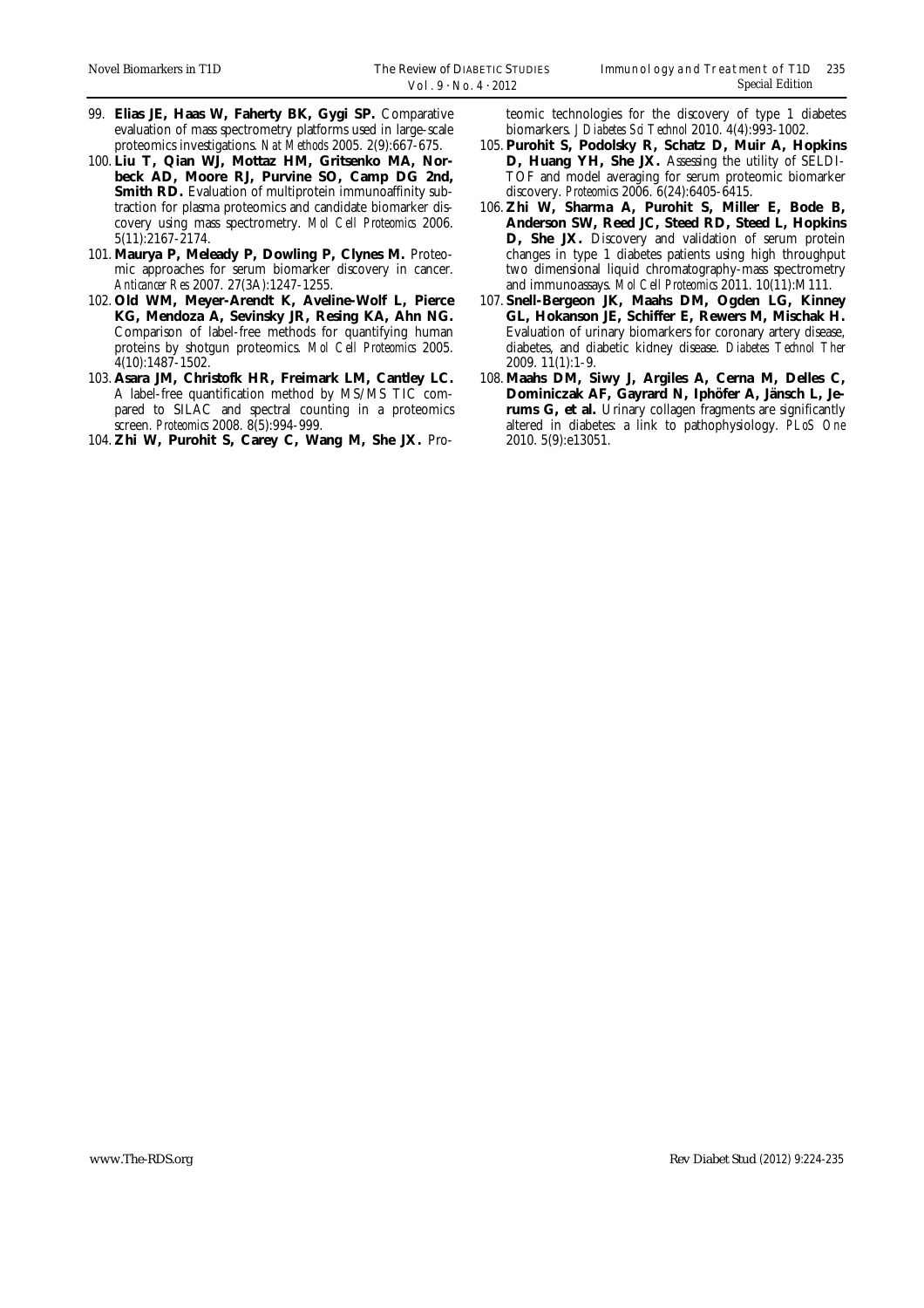99. **Elias JE, Haas W, Faherty BK, Gygi SP.** Comparative evaluation of mass spectrometry platforms used in large-scale proteomics investigations. *Nat Methods* 2005. 2(9):667-675.
100. **Liu T, Qian WJ, Mottaz HM, Gritsenko MA, Norbeck AD, Moore RJ, Purvine SO, Camp DG 2nd, Smith RD.** Evaluation of multiprotein immunoaffinity subtraction for plasma proteomics and candidate biomarker discovery using mass spectrometry. *Mol Cell Proteomics* 2006. 5(11):2167-2174.
101. **Maurya P, Meleady P, Dowling P, Clynes M.** Proteomic approaches for serum biomarker discovery in cancer. *Anticancer Res* 2007. 27(3A):1247-1255.
102. **Old WM, Meyer-Arendt K, Aveline-Wolf L, Pierce KG, Mendoza A, Sevinsky JR, Resing KA, Ahn NG.** Comparison of label-free methods for quantifying human proteins by shotgun proteomics. *Mol Cell Proteomics* 2005. 4(10):1487-1502.
103. **Asara JM, Christofk HR, Freimark LM, Cantley LC.** A label-free quantification method by MS/MS TIC compared to SILAC and spectral counting in a proteomics screen. *Proteomics* 2008. 8(5):994-999.
104. **Zhi W, Purohit S, Carey C, Wang M, She JX.** Proteomic technologies for the discovery of type 1 diabetes biomarkers. *J Diabetes Sci Technol* 2010. 4(4):993-1002.
105. **Purohit S, Podolsky R, Schatz D, Muir A, Hopkins D, Huang YH, She JX.** Assessing the utility of SELDI-TOF and model averaging for serum proteomic biomarker discovery. *Proteomics* 2006. 6(24):6405-6415.
106. **Zhi W, Sharma A, Purohit S, Miller E, Bode B, Anderson SW, Reed JC, Steed RD, Steed L, Hopkins D, She JX.** Discovery and validation of serum protein changes in type 1 diabetes patients using high throughput two dimensional liquid chromatography-mass spectrometry and immunoassays. *Mol Cell Proteomics* 2011. 10(11):M111.
107. **Snell-Bergeon JK, Maahs DM, Ogden LG, Kinney GL, Hokanson JE, Schiffer E, Rewers M, Mischak H.** Evaluation of urinary biomarkers for coronary artery disease, diabetes, and diabetic kidney disease. *Diabetes Technol Ther* 2009. 11(1):1-9.
108. **Maahs DM, Siwy J, Argiles A, Cerna M, Delles C, Dominiczak AF, Gayrard N, Iphöfer A, Jänsch L, Jerums G, et al.** Urinary collagen fragments are significantly altered in diabetes: a link to pathophysiology. *PLoS One* 2010. 5(9):e13051.